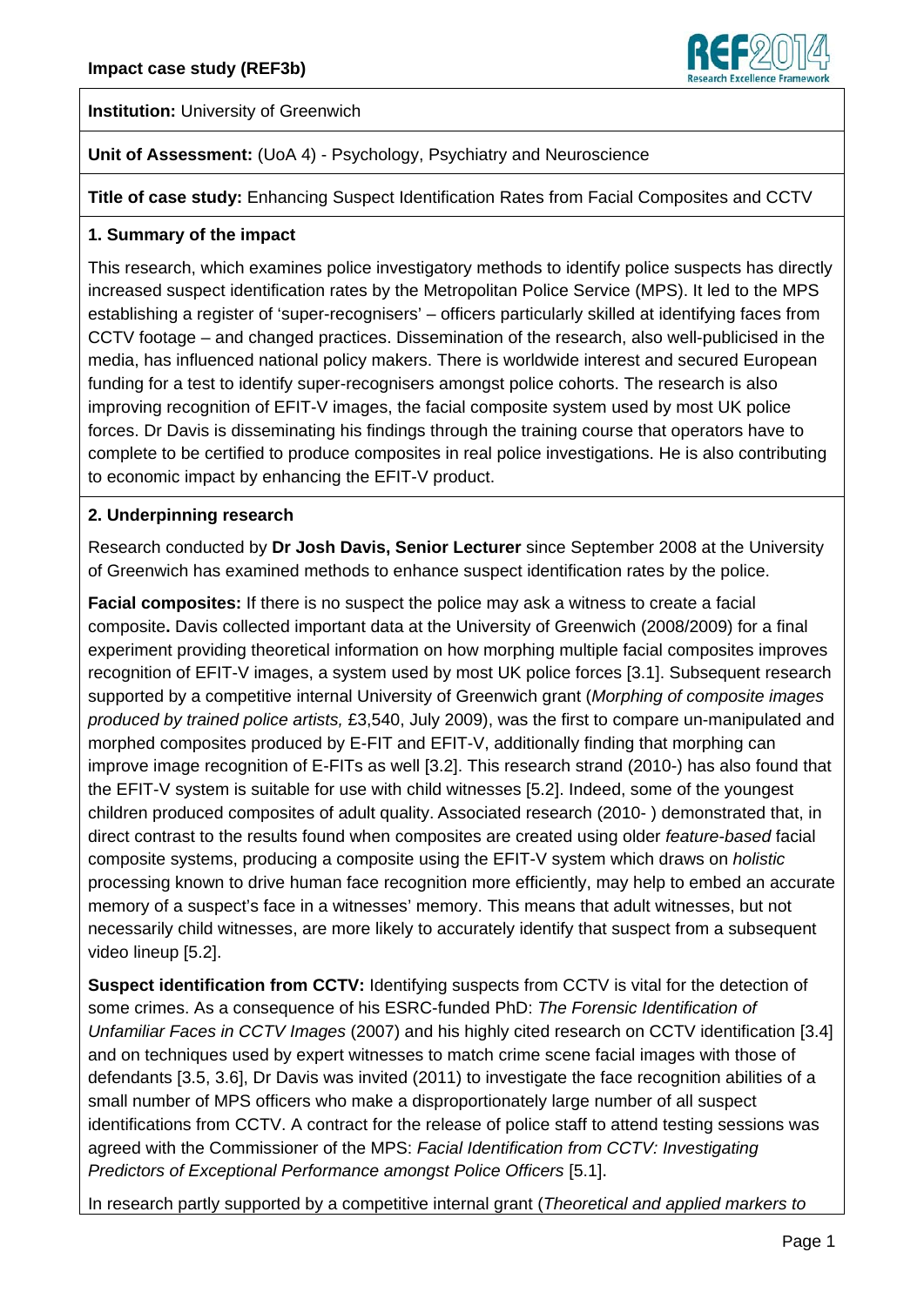**Impact case study (REF3b)**

**Institution:** University of Greenwich

**Unit of Assessment:** (UoA 4) - Psychology, Psychiatry and Neuroscience

**Title of case study:** Enhancing Suspect Identification Rates from Facial Composites and CCTV

## 1. Summary of the impact

This research, which examines police investigatory methods to identify police suspects has directly increased suspect identification rates by the Metropolitan Police Service (MPS). It led to the MPS establishing a register of 'super-recognisers' – officers particularly skilled at identifying faces from CCTV footage – and changed practices. Dissemination of the research, also well-publicised in the media, has influenced national policy makers. There is worldwide interest and secured European funding for a test to identify super-recognisers amongst police cohorts. The research is also improving recognition of EFIT-V images, the facial composite system used by most UK police forces. Dr Davis is disseminating his findings through the training course that operators have to complete to be certified to produce composites in real police investigations. He is also contributing to economic impact by enhancing the EFIT-V product.

## 2. Underpinning research

Research conducted by **Dr Josh Davis, Senior Lecturer** since September 2008 at the University of Greenwich has examined methods to enhance suspect identification rates by the police.

**Facial composites:** If there is no suspect the police may ask a witness to create a facial composite**.** Davis collected important data at the University of Greenwich (2008/2009) for a final experiment providing theoretical information on how morphing multiple facial composites improves recognition of EFIT-V images, a system used by most UK police forces [3.1]. Subsequent research supported by a competitive internal University of Greenwich grant (*Morphing of composite images produced by trained police artists,* £3,540, July 2009), was the first to compare un-manipulated and morphed composites produced by E-FIT and EFIT-V, additionally finding that morphing can improve image recognition of E-FITs as well [3.2]. This research strand (2010-) has also found that the EFIT-V system is suitable for use with child witnesses [5.2]. Indeed, some of the youngest children produced composites of adult quality. Associated research (2010- ) demonstrated that, in direct contrast to the results found when composites are created using older *feature-based* facial composite systems, producing a composite using the EFIT-V system which draws on *holistic* processing known to drive human face recognition more efficiently, may help to embed an accurate memory of a suspect's face in a witnesses' memory. This means that adult witnesses, but not necessarily child witnesses, are more likely to accurately identify that suspect from a subsequent video lineup [5.2].

**Suspect identification from CCTV:** Identifying suspects from CCTV is vital for the detection of some crimes. As a consequence of his ESRC-funded PhD: *The Forensic Identification of Unfamiliar Faces in CCTV Images* (2007) and his highly cited research on CCTV identification [3.4] and on techniques used by expert witnesses to match crime scene facial images with those of defendants [3.5, 3.6], Dr Davis was invited (2011) to investigate the face recognition abilities of a small number of MPS officers who make a disproportionately large number of all suspect identifications from CCTV. A contract for the release of police staff to attend testing sessions was agreed with the Commissioner of the MPS: *Facial Identification from CCTV: Investigating Predictors of Exceptional Performance amongst Police Officers* [5.1].

In research partly supported by a competitive internal grant (*Theoretical and applied markers to*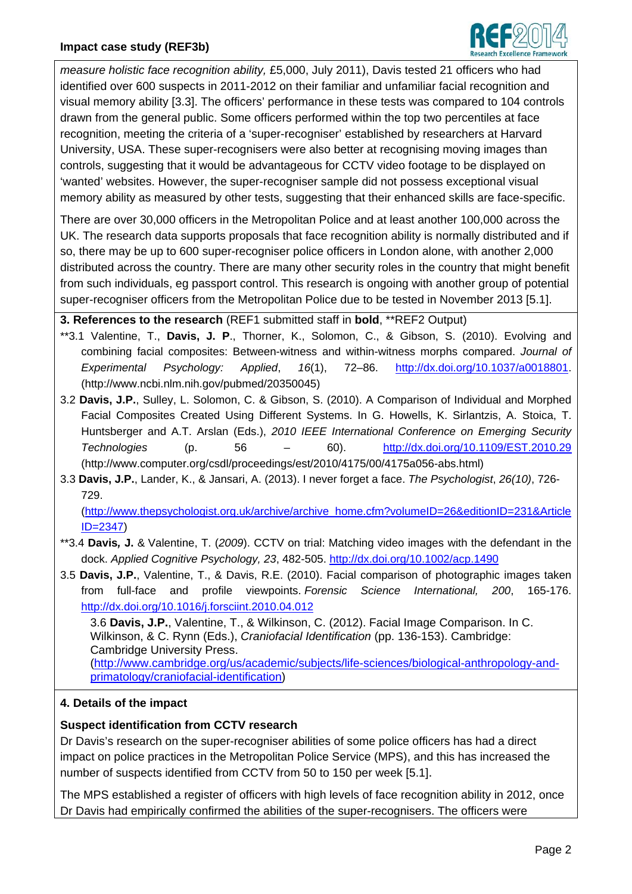*measure holistic face recognition ability,* £5,000, July 2011), Davis tested 21 officers who had identified over 600 suspects in 2011-2012 on their familiar and unfamiliar facial recognition and visual memory ability [3.3]. The officers' performance in these tests was compared to 104 controls drawn from the general public. Some officers performed within the top two percentiles at face recognition, meeting the criteria of a 'super-recogniser' established by researchers at Harvard University, USA. These super-recognisers were also better at recognising moving images than controls, suggesting that it would be advantageous for CCTV video footage to be displayed on 'wanted' websites. However, the super-recogniser sample did not possess exceptional visual memory ability as measured by other tests, suggesting that their enhanced skills are face-specific.

There are over 30,000 officers in the Metropolitan Police and at least another 100,000 across the UK. The research data supports proposals that face recognition ability is normally distributed and if so, there may be up to 600 super-recogniser police officers in London alone, with another 2,000 distributed across the country. There are many other security roles in the country that might benefit from such individuals, eg passport control. This research is ongoing with another group of potential super-recogniser officers from the Metropolitan Police due to be tested in November 2013 [5.1].

**3. References to the research** (REF1 submitted staff in **bold**, **REF2 Output)

- **3.1 Valentine, T., **Davis, J. P**., Thorner, K., Solomon, C., & Gibson, S. (2010). Evolving and combining facial composites: Between-witness and within-witness morphs compared. *Journal of Experimental Psychology: Applied*, *16*(1), 72–86. http://dx.doi.org/10.1037/a0018801. (http://www.ncbi.nlm.nih.gov/pubmed/20350045)
- 3.2 **Davis, J.P.**, Sulley, L. Solomon, C. & Gibson, S. (2010). A Comparison of Individual and Morphed Facial Composites Created Using Different Systems. In G. Howells, K. Sirlantzis, A. Stoica, T. Huntsberger and A.T. Arslan (Eds.), *2010 IEEE International Conference on Emerging Security Technologies* (p. 56 – 60). http://dx.doi.org/10.1109/EST.2010.29 (http://www.computer.org/csdl/proceedings/est/2010/4175/00/4175a056-abs.html)
- 3.3 **Davis, J.P.**, Lander, K., & Jansari, A. (2013). I never forget a face. *The Psychologist*, *26(10)*, 726-729. (http://www.thepsychologist.org.uk/archive/archive_home.cfm?volumeID=26&editionID=231&ArticleID=2347)
- **3.4 **Davis, J.** & Valentine, T. (*2009*). CCTV on trial: Matching video images with the defendant in the dock. *Applied Cognitive Psychology, 23*, 482-505. http://dx.doi.org/10.1002/acp.1490
- 3.5 **Davis, J.P.**, Valentine, T., & Davis, R.E. (2010). Facial comparison of photographic images taken from full-face and profile viewpoints. *Forensic Science International, 200*, 165-176. http://dx.doi.org/10.1016/j.forsciint.2010.04.012
- 3.6 **Davis, J.P.**, Valentine, T., & Wilkinson, C. (2012). Facial Image Comparison. In C. Wilkinson, & C. Rynn (Eds.), *Craniofacial Identification* (pp. 136-153). Cambridge: Cambridge University Press. (http://www.cambridge.org/us/academic/subjects/life-sciences/biological-anthropology-and-primatology/craniofacial-identification)

**4. Details of the impact**

**Suspect identification from CCTV research**

Dr Davis's research on the super-recogniser abilities of some police officers has had a direct impact on police practices in the Metropolitan Police Service (MPS), and this has increased the number of suspects identified from CCTV from 50 to 150 per week [5.1].

The MPS established a register of officers with high levels of face recognition ability in 2012, once Dr Davis had empirically confirmed the abilities of the super-recognisers. The officers were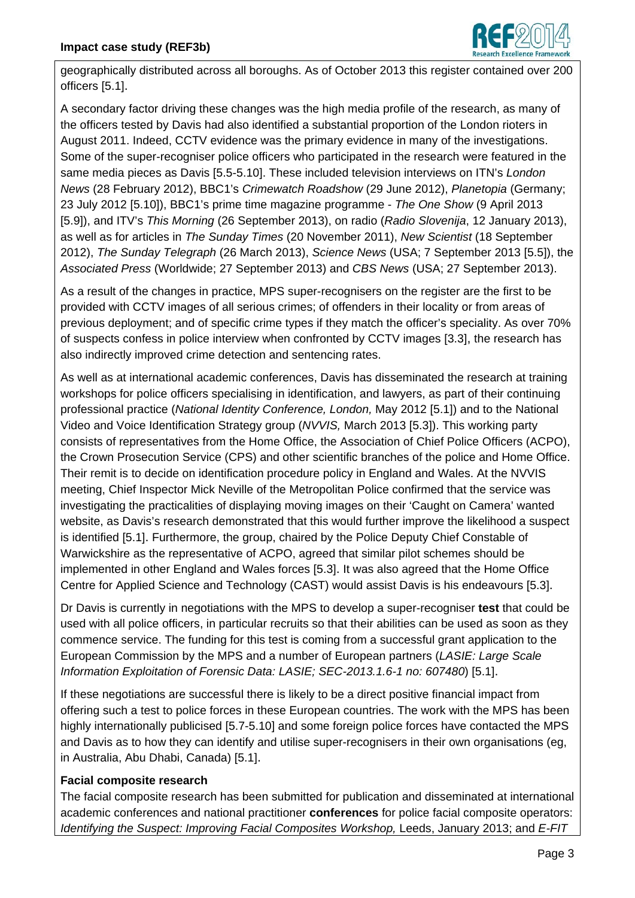geographically distributed across all boroughs. As of October 2013 this register contained over 200 officers [5.1].

A secondary factor driving these changes was the high media profile of the research, as many of the officers tested by Davis had also identified a substantial proportion of the London rioters in August 2011. Indeed, CCTV evidence was the primary evidence in many of the investigations. Some of the super-recogniser police officers who participated in the research were featured in the same media pieces as Davis [5.5-5.10]. These included television interviews on ITN's *London News* (28 February 2012), BBC1's *Crimewatch Roadshow* (29 June 2012), *Planetopia* (Germany; 23 July 2012 [5.10]), BBC1's prime time magazine programme - *The One Show* (9 April 2013 [5.9]), and ITV's *This Morning* (26 September 2013), on radio (*Radio Slovenija*, 12 January 2013), as well as for articles in *The Sunday Times* (20 November 2011), *New Scientist* (18 September 2012), *The Sunday Telegraph* (26 March 2013), *Science News* (USA; 7 September 2013 [5.5]), the *Associated Press* (Worldwide; 27 September 2013) and *CBS News* (USA; 27 September 2013).

As a result of the changes in practice, MPS super-recognisers on the register are the first to be provided with CCTV images of all serious crimes; of offenders in their locality or from areas of previous deployment; and of specific crime types if they match the officer's speciality. As over 70% of suspects confess in police interview when confronted by CCTV images [3.3], the research has also indirectly improved crime detection and sentencing rates.

As well as at international academic conferences, Davis has disseminated the research at training workshops for police officers specialising in identification, and lawyers, as part of their continuing professional practice (*National Identity Conference, London,* May 2012 [5.1]) and to the National Video and Voice Identification Strategy group (*NVVIS,* March 2013 [5.3]). This working party consists of representatives from the Home Office, the Association of Chief Police Officers (ACPO), the Crown Prosecution Service (CPS) and other scientific branches of the police and Home Office. Their remit is to decide on identification procedure policy in England and Wales. At the NVVIS meeting, Chief Inspector Mick Neville of the Metropolitan Police confirmed that the service was investigating the practicalities of displaying moving images on their 'Caught on Camera' wanted website, as Davis's research demonstrated that this would further improve the likelihood a suspect is identified [5.1]. Furthermore, the group, chaired by the Police Deputy Chief Constable of Warwickshire as the representative of ACPO, agreed that similar pilot schemes should be implemented in other England and Wales forces [5.3]. It was also agreed that the Home Office Centre for Applied Science and Technology (CAST) would assist Davis is his endeavours [5.3].

Dr Davis is currently in negotiations with the MPS to develop a super-recogniser **test** that could be used with all police officers, in particular recruits so that their abilities can be used as soon as they commence service. The funding for this test is coming from a successful grant application to the European Commission by the MPS and a number of European partners (*LASIE: Large Scale Information Exploitation of Forensic Data: LASIE; SEC-2013.1.6-1 no: 607480*) [5.1].

If these negotiations are successful there is likely to be a direct positive financial impact from offering such a test to police forces in these European countries. The work with the MPS has been highly internationally publicised [5.7-5.10] and some foreign police forces have contacted the MPS and Davis as to how they can identify and utilise super-recognisers in their own organisations (eg, in Australia, Abu Dhabi, Canada) [5.1].

**Facial composite research**

The facial composite research has been submitted for publication and disseminated at international academic conferences and national practitioner **conferences** for police facial composite operators: *Identifying the Suspect: Improving Facial Composites Workshop,* Leeds, January 2013; and *E-FIT*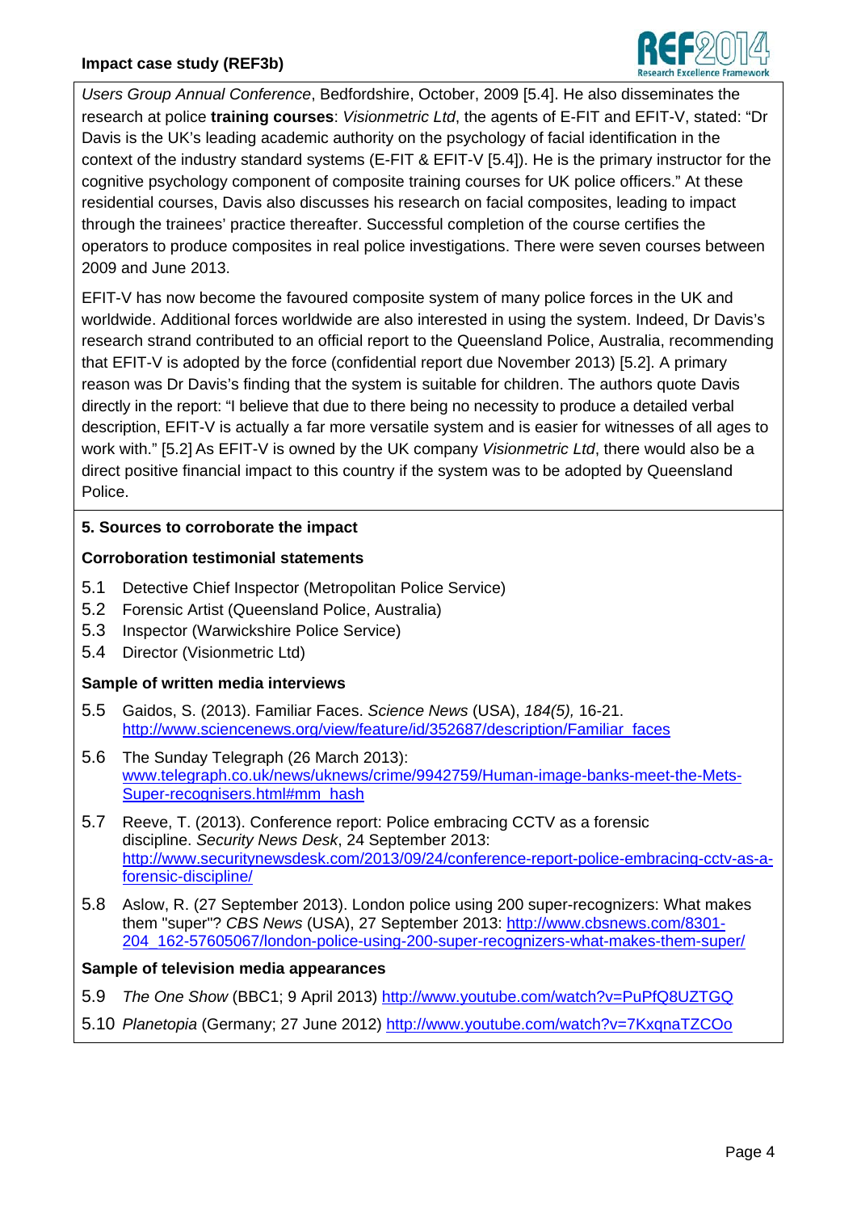*Users Group Annual Conference*, Bedfordshire, October, 2009 [5.4]. He also disseminates the research at police **training courses**: *Visionmetric Ltd*, the agents of E-FIT and EFIT-V, stated: "Dr Davis is the UK's leading academic authority on the psychology of facial identification in the context of the industry standard systems (E-FIT & EFIT-V [5.4]). He is the primary instructor for the cognitive psychology component of composite training courses for UK police officers." At these residential courses, Davis also discusses his research on facial composites, leading to impact through the trainees' practice thereafter. Successful completion of the course certifies the operators to produce composites in real police investigations. There were seven courses between 2009 and June 2013.

EFIT-V has now become the favoured composite system of many police forces in the UK and worldwide. Additional forces worldwide are also interested in using the system. Indeed, Dr Davis's research strand contributed to an official report to the Queensland Police, Australia, recommending that EFIT-V is adopted by the force (confidential report due November 2013) [5.2]. A primary reason was Dr Davis's finding that the system is suitable for children. The authors quote Davis directly in the report: "I believe that due to there being no necessity to produce a detailed verbal description, EFIT-V is actually a far more versatile system and is easier for witnesses of all ages to work with." [5.2] As EFIT-V is owned by the UK company *Visionmetric Ltd*, there would also be a direct positive financial impact to this country if the system was to be adopted by Queensland Police.

## 5. Sources to corroborate the impact

### Corroboration testimonial statements

5.1 Detective Chief Inspector (Metropolitan Police Service)
5.2 Forensic Artist (Queensland Police, Australia)
5.3 Inspector (Warwickshire Police Service)
5.4 Director (Visionmetric Ltd)

### Sample of written media interviews

5.5 Gaidos, S. (2013). Familiar Faces. *Science News* (USA), *184(5),* 16-21. http://www.sciencenews.org/view/feature/id/352687/description/Familiar_faces

5.6 The Sunday Telegraph (26 March 2013): www.telegraph.co.uk/news/uknews/crime/9942759/Human-image-banks-meet-the-Mets-Super-recognisers.html#mm_hash

5.7 Reeve, T. (2013). Conference report: Police embracing CCTV as a forensic discipline. *Security News Desk*, 24 September 2013: http://www.securitynewsdesk.com/2013/09/24/conference-report-police-embracing-cctv-as-a-forensic-discipline/

5.8 Aslow, R. (27 September 2013). London police using 200 super-recognizers: What makes them "super"? *CBS News* (USA), 27 September 2013: http://www.cbsnews.com/8301-204_162-57605067/london-police-using-200-super-recognizers-what-makes-them-super/

### Sample of television media appearances

5.9 *The One Show* (BBC1; 9 April 2013) http://www.youtube.com/watch?v=PuPfQ8UZTGQ

5.10 *Planetopia* (Germany; 27 June 2012) http://www.youtube.com/watch?v=7KxqnaTZCOo